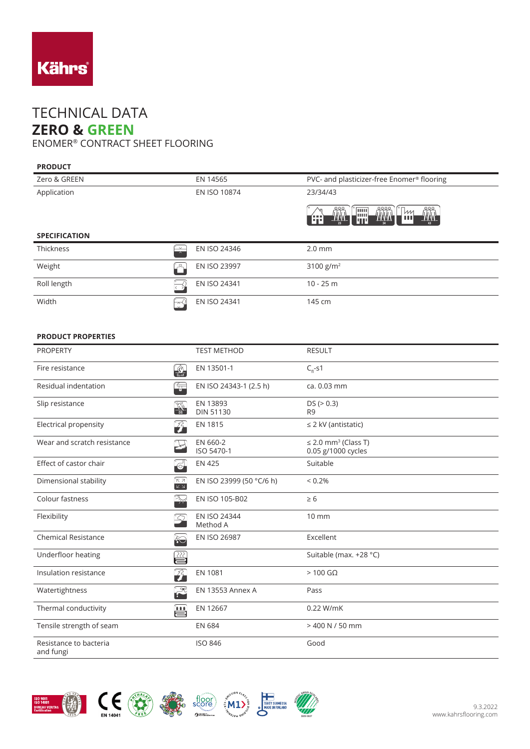Kährs

# TECHNICAL DATA

## ZERO & GREEN

ENOMER® CONTRACT SHEET FLOORING

### PRODUCT

| | | |
|---|---|---|
| Zero & GREEN | EN 14565 | PVC- and plasticizer-free Enomer® flooring |
| Application | EN ISO 10874 | 23/34/43 |

### SPECIFICATION

| | | |
|---|---|---|
| Thickness | EN ISO 24346 | 2.0 mm |
| Weight | EN ISO 23997 | 3100 g/m² |
| Roll length | EN ISO 24341 | 10 - 25 m |
| Width | EN ISO 24341 | 145 cm |

### PRODUCT PROPERTIES

| PROPERTY | TEST METHOD | RESULT |
|---|---|---|
| Fire resistance | EN 13501-1 | $C_{fl}$-s1 |
| Residual indentation | EN ISO 24343-1 (2.5 h) | ca. 0.03 mm |
| Slip resistance | EN 13893<br>DIN 51130 | DS (> 0.3)<br>R9 |
| Electrical propensity | EN 1815 | ≤ 2 kV (antistatic) |
| Wear and scratch resistance | EN 660-2<br>ISO 5470-1 | ≤ 2.0 mm³ (Class T)<br>0.05 g/1000 cycles |
| Effect of castor chair | EN 425 | Suitable |
| Dimensional stability | EN ISO 23999 (50 °C/6 h) | < 0.2% |
| Colour fastness | EN ISO 105-B02 | ≥ 6 |
| Flexibility | EN ISO 24344<br>Method A | 10 mm |
| Chemical Resistance | EN ISO 26987 | Excellent |
| Underfloor heating | | Suitable (max. +28 °C) |
| Insulation resistance | EN 1081 | > 100 GΩ |
| Watertightness | EN 13553 Annex A | Pass |
| Thermal conductivity | EN 12667 | 0.22 W/mK |
| Tensile strength of seam | EN 684 | > 400 N / 50 mm |
| Resistance to bacteria and fungi | ISO 846 | Good |

9.3.2022
www.kahrsflooring.com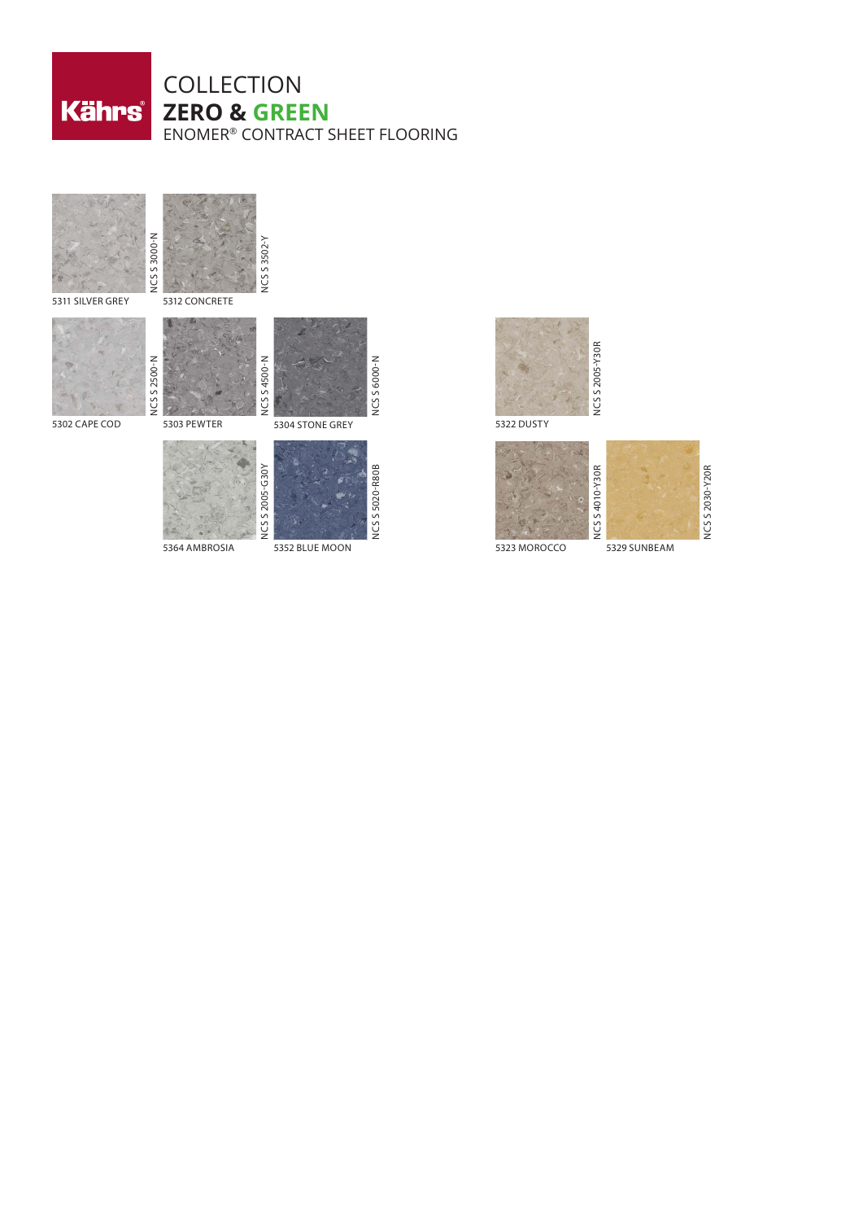# COLLECTION
## ZERO & GREEN
ENOMER® CONTRACT SHEET FLOORING

5311 SILVER GREY
NCS S 3000-N

5312 CONCRETE
NCS S 3502-Y

5302 CAPE COD
NCS S 2500-N

5303 PEWTER
NCS S 4500-N

5304 STONE GREY
NCS S 6000-N

5364 AMBROSIA
NCS S 2005-G30Y

5352 BLUE MOON
NCS S 5020-R80B

5322 DUSTY
NCS S 2005-Y30R

5323 MOROCCO
NCS S 4010-Y30R

5329 SUNBEAM
NCS S 2030-Y20R